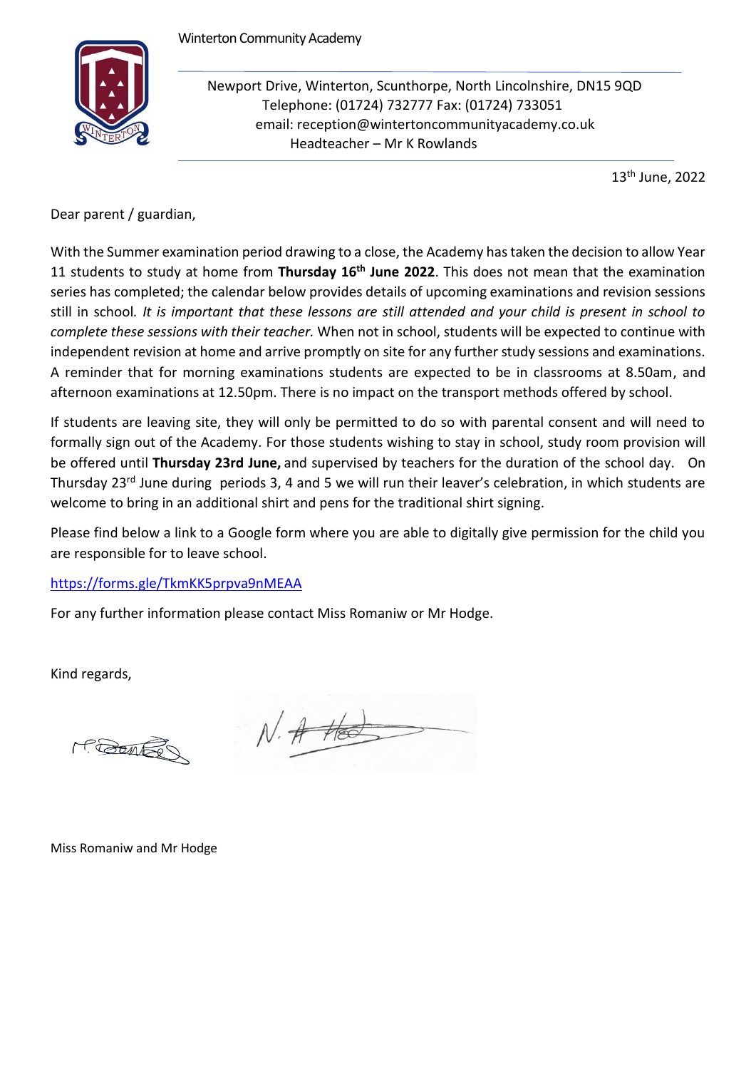Winterton Community Academy

Newport Drive, Winterton, Scunthorpe, North Lincolnshire, DN15 9QD
Telephone: (01724) 732777 Fax: (01724) 733051
email: reception@wintertoncommunityacademy.co.uk
Headteacher – Mr K Rowlands

13th June, 2022

Dear parent / guardian,

With the Summer examination period drawing to a close, the Academy has taken the decision to allow Year 11 students to study at home from **Thursday 16th June 2022**. This does not mean that the examination series has completed; the calendar below provides details of upcoming examinations and revision sessions still in school. *It is important that these lessons are still attended and your child is present in school to complete these sessions with their teacher.* When not in school, students will be expected to continue with independent revision at home and arrive promptly on site for any further study sessions and examinations. A reminder that for morning examinations students are expected to be in classrooms at 8.50am, and afternoon examinations at 12.50pm. There is no impact on the transport methods offered by school.

If students are leaving site, they will only be permitted to do so with parental consent and will need to formally sign out of the Academy. For those students wishing to stay in school, study room provision will be offered until **Thursday 23rd June,** and supervised by teachers for the duration of the school day. On Thursday 23rd June during periods 3, 4 and 5 we will run their leaver's celebration, in which students are welcome to bring in an additional shirt and pens for the traditional shirt signing.

Please find below a link to a Google form where you are able to digitally give permission for the child you are responsible for to leave school.

https://forms.gle/TkmKK5prpva9nMEAA

For any further information please contact Miss Romaniw or Mr Hodge.

Kind regards,

Miss Romaniw and Mr Hodge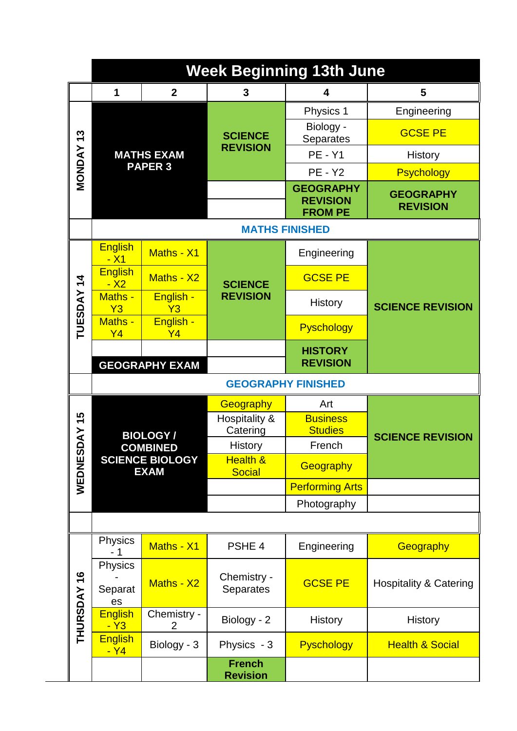# Week Beginning 13th June

| | 1 | 2 | 3 | 4 | 5 |
|---|---|---|---|---|---|
| MONDAY 13 | MATHS EXAM PAPER 3 | | SCIENCE REVISION | Physics 1 | Engineering |
| | | | | Biology - Separates | GCSE PE |
| | | | | PE - Y1 | History |
| | | | | PE - Y2 | Psychology |
| | | | | GEOGRAPHY REVISION FROM PE | GEOGRAPHY REVISION |
| | MATHS FINISHED | | | | |
| TUESDAY 14 | English - X1 | Maths - X1 | SCIENCE REVISION | Engineering | SCIENCE REVISION |
| | English - X2 | Maths - X2 | | GCSE PE | |
| | Maths - Y3 | English - Y3 | | History | |
| | Maths - Y4 | English - Y4 | | Pyschology | |
| | GEOGRAPHY EXAM | | | HISTORY REVISION | |
| | GEOGRAPHY FINISHED | | | | |
| WEDNESDAY 15 | BIOLOGY / COMBINED SCIENCE BIOLOGY EXAM | | Geography | Art | SCIENCE REVISION |
| | | | Hospitality & Catering | Business Studies | |
| | | | History | French | |
| | | | Health & Social | Geography | |
| | | | | Performing Arts | |
| | | | | Photography | |
| | | | | | |
| THURSDAY 16 | Physics - 1 | Maths - X1 | PSHE 4 | Engineering | Geography |
| | Physics - Separates | Maths - X2 | Chemistry - Separates | GCSE PE | Hospitality & Catering |
| | English - Y3 | Chemistry - 2 | Biology - 2 | History | History |
| | English - Y4 | Biology - 3 | Physics - 3 | Pyschology | Health & Social |
| | | | French Revision | | |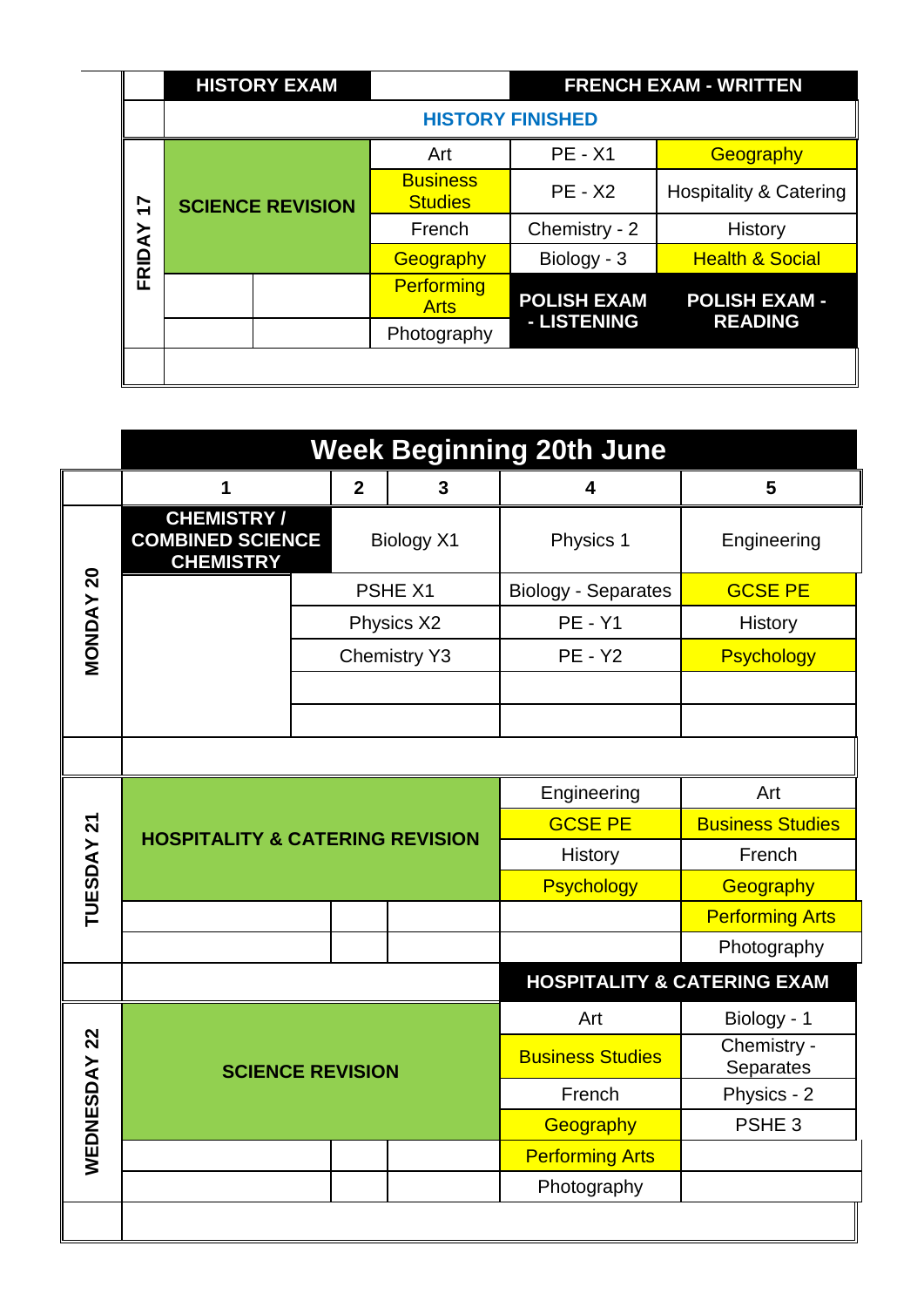| | 1 | 2 | 3 | 4 | 5 |
|---|---|---|---|---|---|
| | **HISTORY EXAM** | | | **FRENCH EXAM - WRITTEN** | |
| | **HISTORY FINISHED** | | | | |
| **FRIDAY 17** | **SCIENCE REVISION** | | Art | PE - X1 | Geography |
| | | | Business Studies | PE - X2 | Hospitality & Catering |
| | | | French | Chemistry - 2 | History |
| | | | Geography | Biology - 3 | Health & Social |
| | | | Performing Arts | **POLISH EXAM - LISTENING** | **POLISH EXAM - READING** |
| | | | Photography | | |
| | | | | | |

## Week Beginning 20th June

| | 1 | 2 | 3 | 4 | 5 |
|---|---|---|---|---|---|
| **MONDAY 20** | **CHEMISTRY / COMBINED SCIENCE CHEMISTRY** | Biology X1 | | Physics 1 | Engineering |
| | | PSHE X1 | | Biology - Separates | GCSE PE |
| | | Physics X2 | | PE - Y1 | History |
| | | Chemistry Y3 | | PE - Y2 | Psychology |
| | | | | | |
| | | | | | |
| | | | | | |
| **TUESDAY 21** | **HOSPITALITY & CATERING REVISION** | | | Engineering | Art |
| | | | | GCSE PE | Business Studies |
| | | | | History | French |
| | | | | Psychology | Geography |
| | | | | | Performing Arts |
| | | | | | Photography |
| | | | | **HOSPITALITY & CATERING EXAM** | |
| **WEDNESDAY 22** | **SCIENCE REVISION** | | | Art | Biology - 1 |
| | | | | Business Studies | Chemistry - Separates |
| | | | | French | Physics - 2 |
| | | | | Geography | PSHE 3 |
| | | | | Performing Arts | |
| | | | | Photography | |
| | | | | | |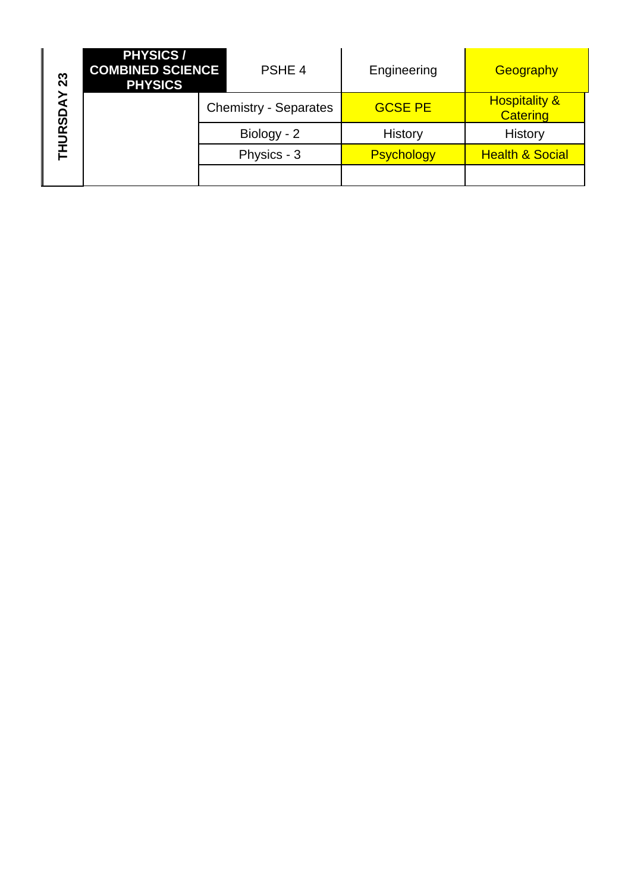| | | | | |
|---|---|---|---|---|
| THURSDAY 23 | PHYSICS / COMBINED SCIENCE PHYSICS | PSHE 4 | Engineering | Geography |
| | | Chemistry - Separates | GCSE PE | Hospitality & Catering |
| | | Biology - 2 | History | History |
| | | Physics - 3 | Psychology | Health & Social |
| | | | | |